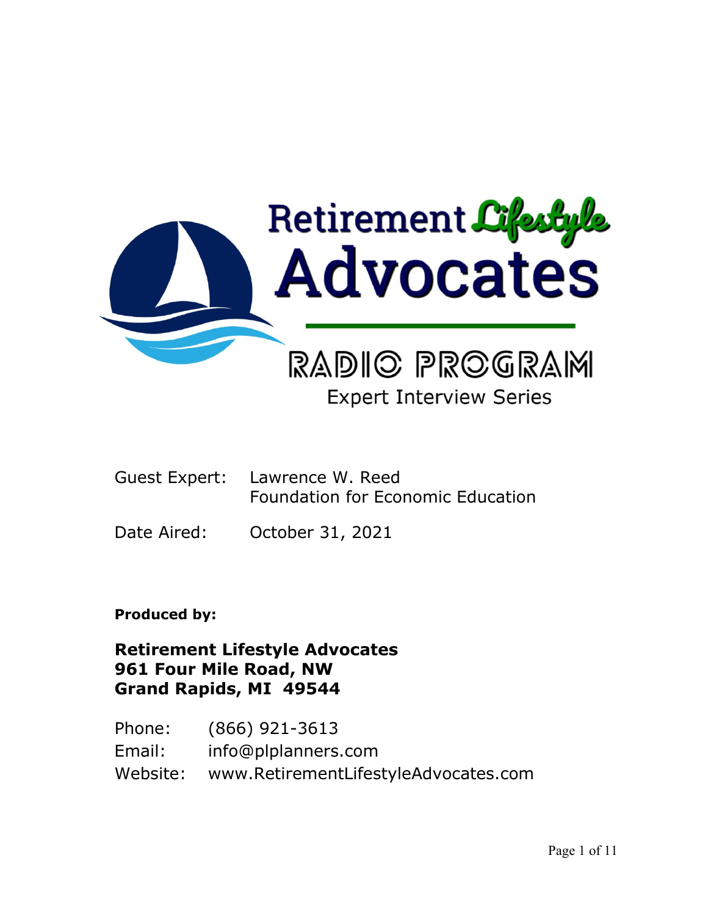# Retirement Lifestyle Advocates

## RADIO PROGRAM

### Expert Interview Series

Guest Expert: Lawrence W. Reed
Foundation for Economic Education

Date Aired: October 31, 2021

**Produced by:**

**Retirement Lifestyle Advocates**
**961 Four Mile Road, NW**
**Grand Rapids, MI 49544**

Phone: (866) 921-3613
Email: info@plplanners.com
Website: www.RetirementLifestyleAdvocates.com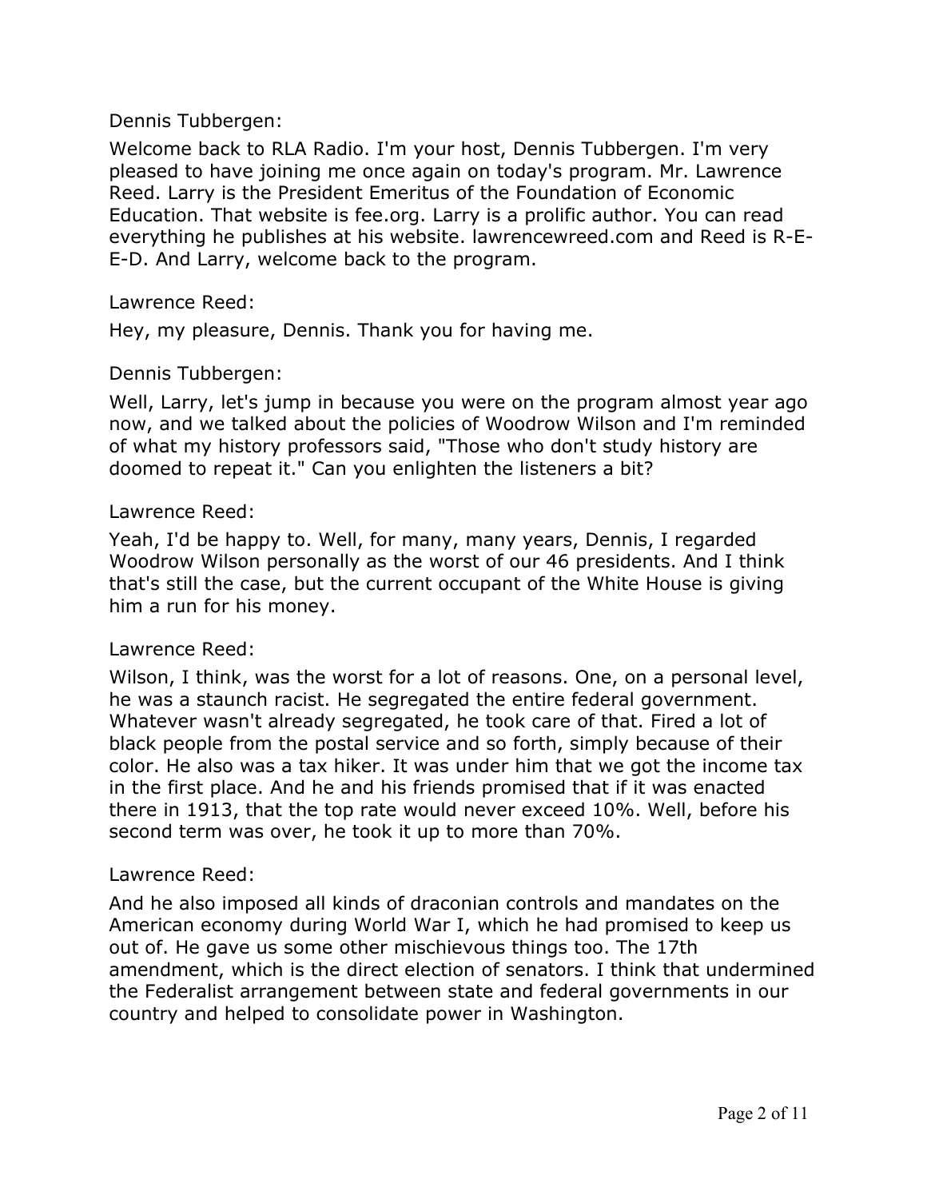Dennis Tubbergen:

Welcome back to RLA Radio. I'm your host, Dennis Tubbergen. I'm very pleased to have joining me once again on today's program. Mr. Lawrence Reed. Larry is the President Emeritus of the Foundation of Economic Education. That website is fee.org. Larry is a prolific author. You can read everything he publishes at his website. lawrencewreed.com and Reed is R-E-E-D. And Larry, welcome back to the program.

Lawrence Reed:

Hey, my pleasure, Dennis. Thank you for having me.

Dennis Tubbergen:

Well, Larry, let's jump in because you were on the program almost year ago now, and we talked about the policies of Woodrow Wilson and I'm reminded of what my history professors said, "Those who don't study history are doomed to repeat it." Can you enlighten the listeners a bit?

Lawrence Reed:

Yeah, I'd be happy to. Well, for many, many years, Dennis, I regarded Woodrow Wilson personally as the worst of our 46 presidents. And I think that's still the case, but the current occupant of the White House is giving him a run for his money.

Lawrence Reed:

Wilson, I think, was the worst for a lot of reasons. One, on a personal level, he was a staunch racist. He segregated the entire federal government. Whatever wasn't already segregated, he took care of that. Fired a lot of black people from the postal service and so forth, simply because of their color. He also was a tax hiker. It was under him that we got the income tax in the first place. And he and his friends promised that if it was enacted there in 1913, that the top rate would never exceed 10%. Well, before his second term was over, he took it up to more than 70%.

Lawrence Reed:

And he also imposed all kinds of draconian controls and mandates on the American economy during World War I, which he had promised to keep us out of. He gave us some other mischievous things too. The 17th amendment, which is the direct election of senators. I think that undermined the Federalist arrangement between state and federal governments in our country and helped to consolidate power in Washington.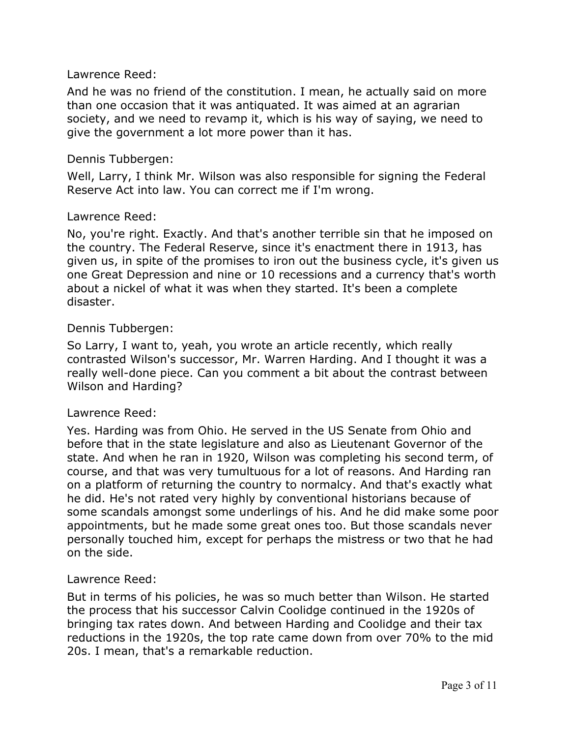Lawrence Reed:

And he was no friend of the constitution. I mean, he actually said on more than one occasion that it was antiquated. It was aimed at an agrarian society, and we need to revamp it, which is his way of saying, we need to give the government a lot more power than it has.

Dennis Tubbergen:

Well, Larry, I think Mr. Wilson was also responsible for signing the Federal Reserve Act into law. You can correct me if I'm wrong.

Lawrence Reed:

No, you're right. Exactly. And that's another terrible sin that he imposed on the country. The Federal Reserve, since it's enactment there in 1913, has given us, in spite of the promises to iron out the business cycle, it's given us one Great Depression and nine or 10 recessions and a currency that's worth about a nickel of what it was when they started. It's been a complete disaster.

Dennis Tubbergen:

So Larry, I want to, yeah, you wrote an article recently, which really contrasted Wilson's successor, Mr. Warren Harding. And I thought it was a really well-done piece. Can you comment a bit about the contrast between Wilson and Harding?

Lawrence Reed:

Yes. Harding was from Ohio. He served in the US Senate from Ohio and before that in the state legislature and also as Lieutenant Governor of the state. And when he ran in 1920, Wilson was completing his second term, of course, and that was very tumultuous for a lot of reasons. And Harding ran on a platform of returning the country to normalcy. And that's exactly what he did. He's not rated very highly by conventional historians because of some scandals amongst some underlings of his. And he did make some poor appointments, but he made some great ones too. But those scandals never personally touched him, except for perhaps the mistress or two that he had on the side.

Lawrence Reed:

But in terms of his policies, he was so much better than Wilson. He started the process that his successor Calvin Coolidge continued in the 1920s of bringing tax rates down. And between Harding and Coolidge and their tax reductions in the 1920s, the top rate came down from over 70% to the mid 20s. I mean, that's a remarkable reduction.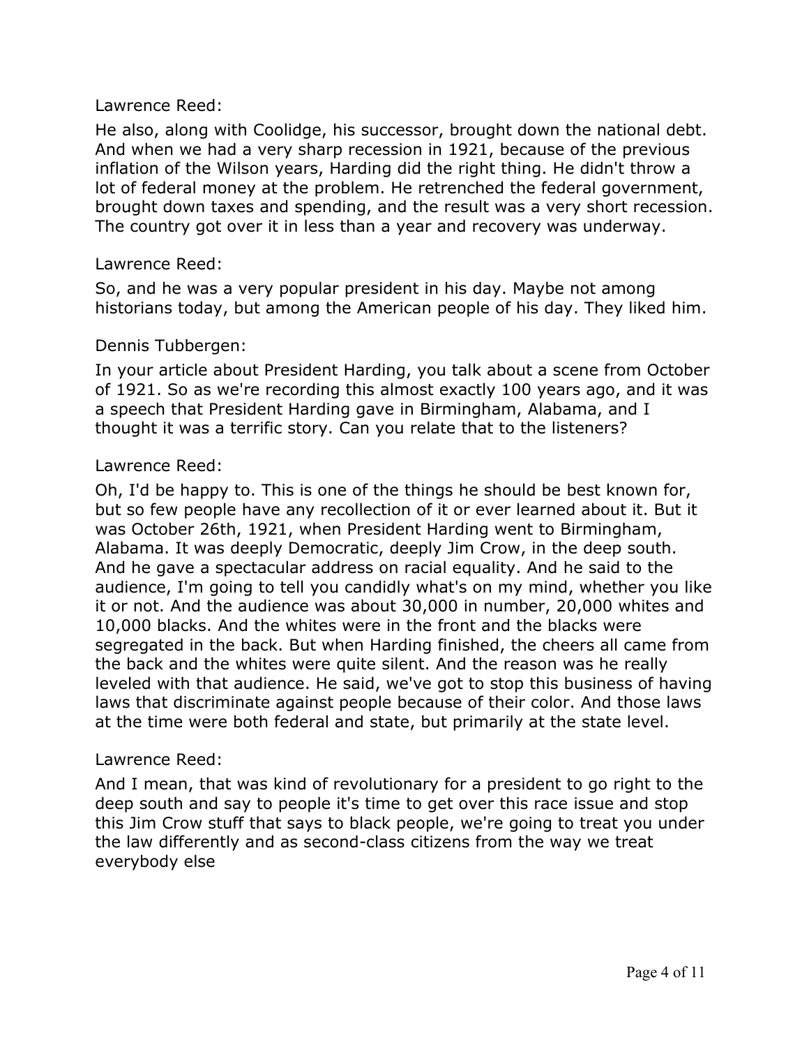Lawrence Reed:

He also, along with Coolidge, his successor, brought down the national debt. And when we had a very sharp recession in 1921, because of the previous inflation of the Wilson years, Harding did the right thing. He didn't throw a lot of federal money at the problem. He retrenched the federal government, brought down taxes and spending, and the result was a very short recession. The country got over it in less than a year and recovery was underway.

Lawrence Reed:

So, and he was a very popular president in his day. Maybe not among historians today, but among the American people of his day. They liked him.

Dennis Tubbergen:

In your article about President Harding, you talk about a scene from October of 1921. So as we're recording this almost exactly 100 years ago, and it was a speech that President Harding gave in Birmingham, Alabama, and I thought it was a terrific story. Can you relate that to the listeners?

Lawrence Reed:

Oh, I'd be happy to. This is one of the things he should be best known for, but so few people have any recollection of it or ever learned about it. But it was October 26th, 1921, when President Harding went to Birmingham, Alabama. It was deeply Democratic, deeply Jim Crow, in the deep south. And he gave a spectacular address on racial equality. And he said to the audience, I'm going to tell you candidly what's on my mind, whether you like it or not. And the audience was about 30,000 in number, 20,000 whites and 10,000 blacks. And the whites were in the front and the blacks were segregated in the back. But when Harding finished, the cheers all came from the back and the whites were quite silent. And the reason was he really leveled with that audience. He said, we've got to stop this business of having laws that discriminate against people because of their color. And those laws at the time were both federal and state, but primarily at the state level.

Lawrence Reed:

And I mean, that was kind of revolutionary for a president to go right to the deep south and say to people it's time to get over this race issue and stop this Jim Crow stuff that says to black people, we're going to treat you under the law differently and as second-class citizens from the way we treat everybody else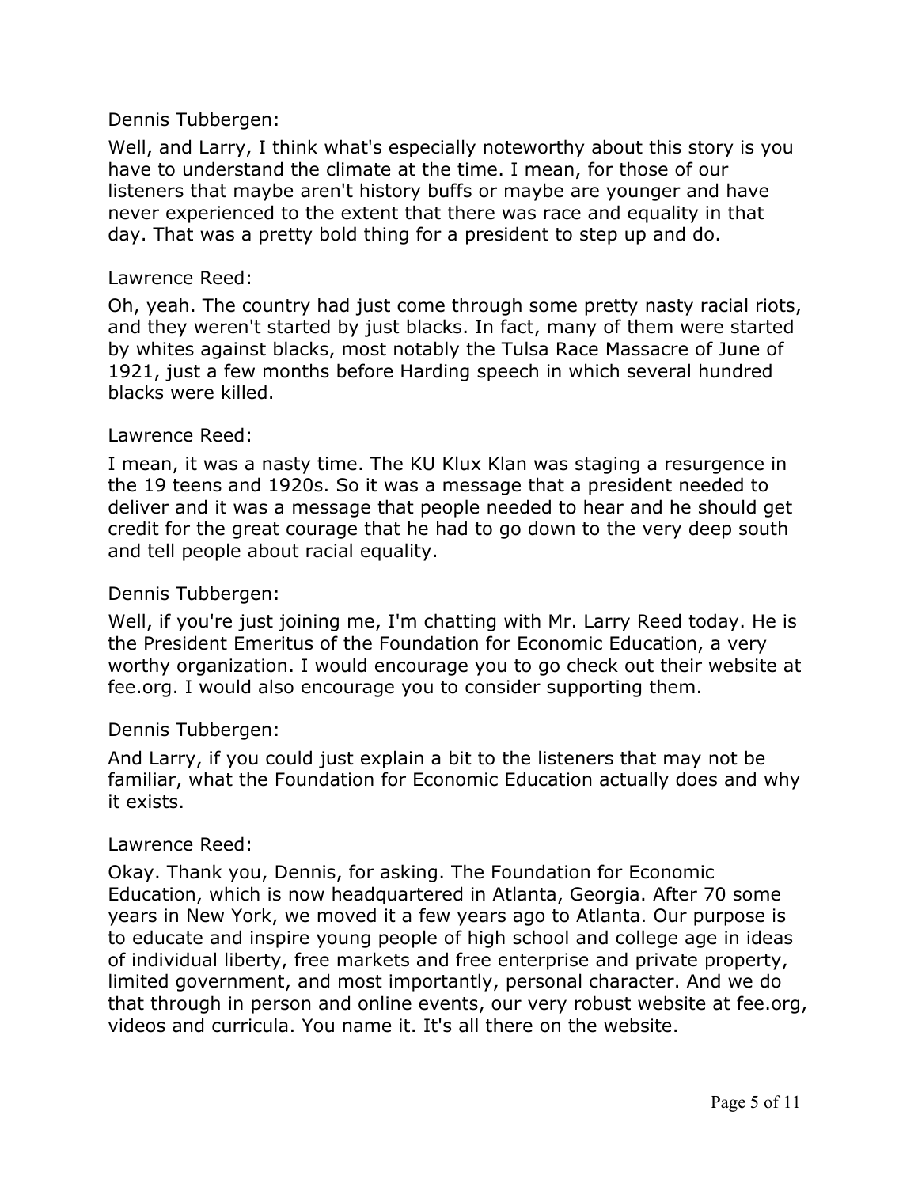Dennis Tubbergen:

Well, and Larry, I think what's especially noteworthy about this story is you have to understand the climate at the time. I mean, for those of our listeners that maybe aren't history buffs or maybe are younger and have never experienced to the extent that there was race and equality in that day. That was a pretty bold thing for a president to step up and do.

Lawrence Reed:

Oh, yeah. The country had just come through some pretty nasty racial riots, and they weren't started by just blacks. In fact, many of them were started by whites against blacks, most notably the Tulsa Race Massacre of June of 1921, just a few months before Harding speech in which several hundred blacks were killed.

Lawrence Reed:

I mean, it was a nasty time. The KU Klux Klan was staging a resurgence in the 19 teens and 1920s. So it was a message that a president needed to deliver and it was a message that people needed to hear and he should get credit for the great courage that he had to go down to the very deep south and tell people about racial equality.

Dennis Tubbergen:

Well, if you're just joining me, I'm chatting with Mr. Larry Reed today. He is the President Emeritus of the Foundation for Economic Education, a very worthy organization. I would encourage you to go check out their website at fee.org. I would also encourage you to consider supporting them.

Dennis Tubbergen:

And Larry, if you could just explain a bit to the listeners that may not be familiar, what the Foundation for Economic Education actually does and why it exists.

Lawrence Reed:

Okay. Thank you, Dennis, for asking. The Foundation for Economic Education, which is now headquartered in Atlanta, Georgia. After 70 some years in New York, we moved it a few years ago to Atlanta. Our purpose is to educate and inspire young people of high school and college age in ideas of individual liberty, free markets and free enterprise and private property, limited government, and most importantly, personal character. And we do that through in person and online events, our very robust website at fee.org, videos and curricula. You name it. It's all there on the website.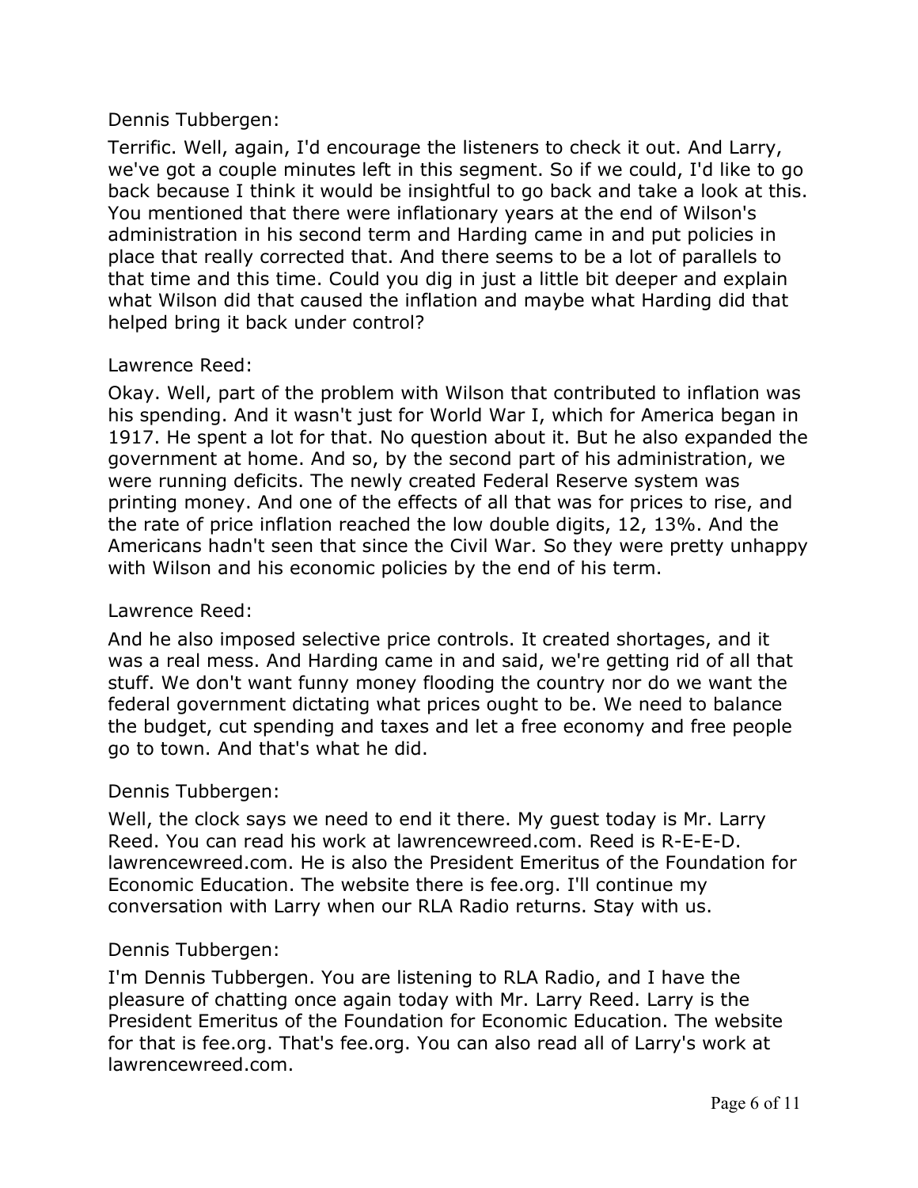Dennis Tubbergen:

Terrific. Well, again, I'd encourage the listeners to check it out. And Larry, we've got a couple minutes left in this segment. So if we could, I'd like to go back because I think it would be insightful to go back and take a look at this. You mentioned that there were inflationary years at the end of Wilson's administration in his second term and Harding came in and put policies in place that really corrected that. And there seems to be a lot of parallels to that time and this time. Could you dig in just a little bit deeper and explain what Wilson did that caused the inflation and maybe what Harding did that helped bring it back under control?

Lawrence Reed:

Okay. Well, part of the problem with Wilson that contributed to inflation was his spending. And it wasn't just for World War I, which for America began in 1917. He spent a lot for that. No question about it. But he also expanded the government at home. And so, by the second part of his administration, we were running deficits. The newly created Federal Reserve system was printing money. And one of the effects of all that was for prices to rise, and the rate of price inflation reached the low double digits, 12, 13%. And the Americans hadn't seen that since the Civil War. So they were pretty unhappy with Wilson and his economic policies by the end of his term.

Lawrence Reed:

And he also imposed selective price controls. It created shortages, and it was a real mess. And Harding came in and said, we're getting rid of all that stuff. We don't want funny money flooding the country nor do we want the federal government dictating what prices ought to be. We need to balance the budget, cut spending and taxes and let a free economy and free people go to town. And that's what he did.

Dennis Tubbergen:

Well, the clock says we need to end it there. My guest today is Mr. Larry Reed. You can read his work at lawrencewreed.com. Reed is R-E-E-D. lawrencewreed.com. He is also the President Emeritus of the Foundation for Economic Education. The website there is fee.org. I'll continue my conversation with Larry when our RLA Radio returns. Stay with us.

Dennis Tubbergen:

I'm Dennis Tubbergen. You are listening to RLA Radio, and I have the pleasure of chatting once again today with Mr. Larry Reed. Larry is the President Emeritus of the Foundation for Economic Education. The website for that is fee.org. That's fee.org. You can also read all of Larry's work at lawrencewreed.com.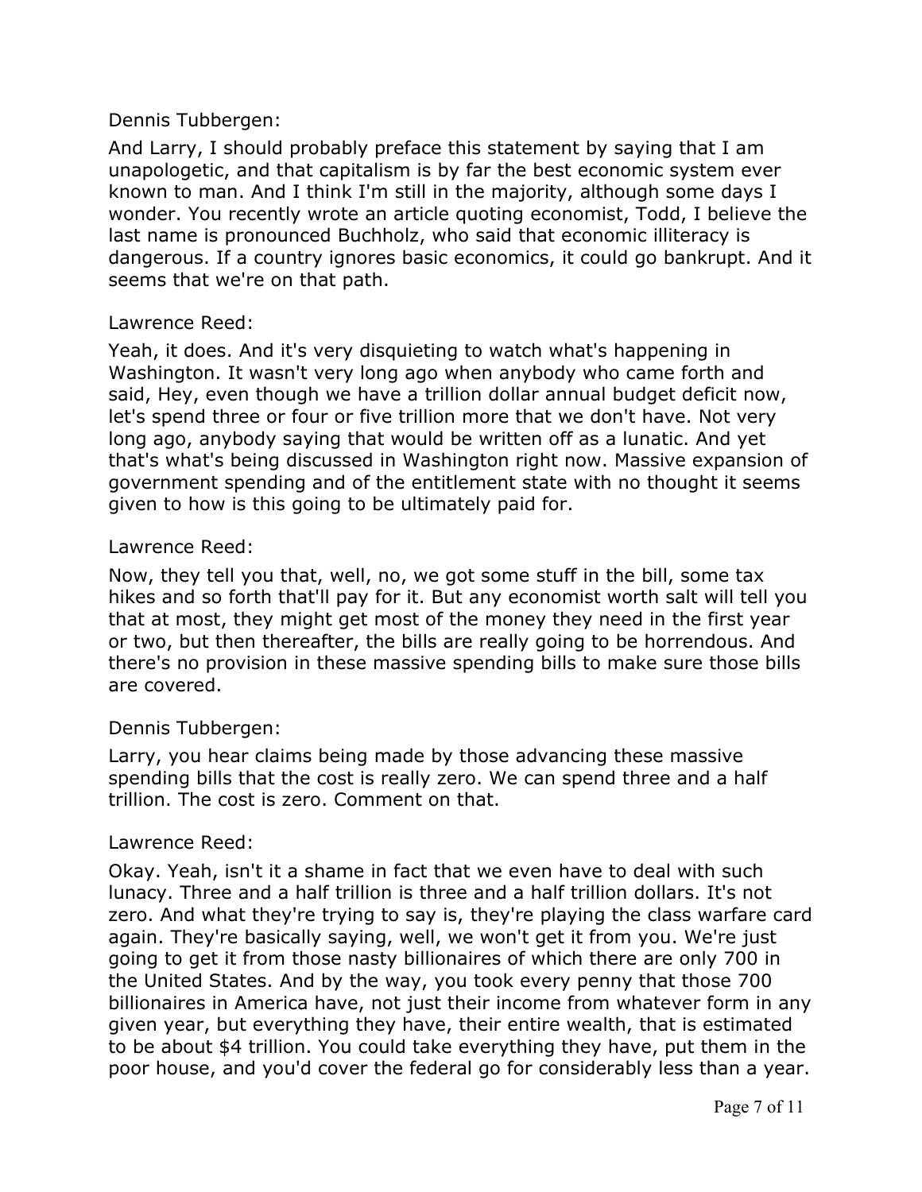Dennis Tubbergen:

And Larry, I should probably preface this statement by saying that I am unapologetic, and that capitalism is by far the best economic system ever known to man. And I think I'm still in the majority, although some days I wonder. You recently wrote an article quoting economist, Todd, I believe the last name is pronounced Buchholz, who said that economic illiteracy is dangerous. If a country ignores basic economics, it could go bankrupt. And it seems that we're on that path.

Lawrence Reed:

Yeah, it does. And it's very disquieting to watch what's happening in Washington. It wasn't very long ago when anybody who came forth and said, Hey, even though we have a trillion dollar annual budget deficit now, let's spend three or four or five trillion more that we don't have. Not very long ago, anybody saying that would be written off as a lunatic. And yet that's what's being discussed in Washington right now. Massive expansion of government spending and of the entitlement state with no thought it seems given to how is this going to be ultimately paid for.

Lawrence Reed:

Now, they tell you that, well, no, we got some stuff in the bill, some tax hikes and so forth that'll pay for it. But any economist worth salt will tell you that at most, they might get most of the money they need in the first year or two, but then thereafter, the bills are really going to be horrendous. And there's no provision in these massive spending bills to make sure those bills are covered.

Dennis Tubbergen:

Larry, you hear claims being made by those advancing these massive spending bills that the cost is really zero. We can spend three and a half trillion. The cost is zero. Comment on that.

Lawrence Reed:

Okay. Yeah, isn't it a shame in fact that we even have to deal with such lunacy. Three and a half trillion is three and a half trillion dollars. It's not zero. And what they're trying to say is, they're playing the class warfare card again. They're basically saying, well, we won't get it from you. We're just going to get it from those nasty billionaires of which there are only 700 in the United States. And by the way, you took every penny that those 700 billionaires in America have, not just their income from whatever form in any given year, but everything they have, their entire wealth, that is estimated to be about $4 trillion. You could take everything they have, put them in the poor house, and you'd cover the federal go for considerably less than a year.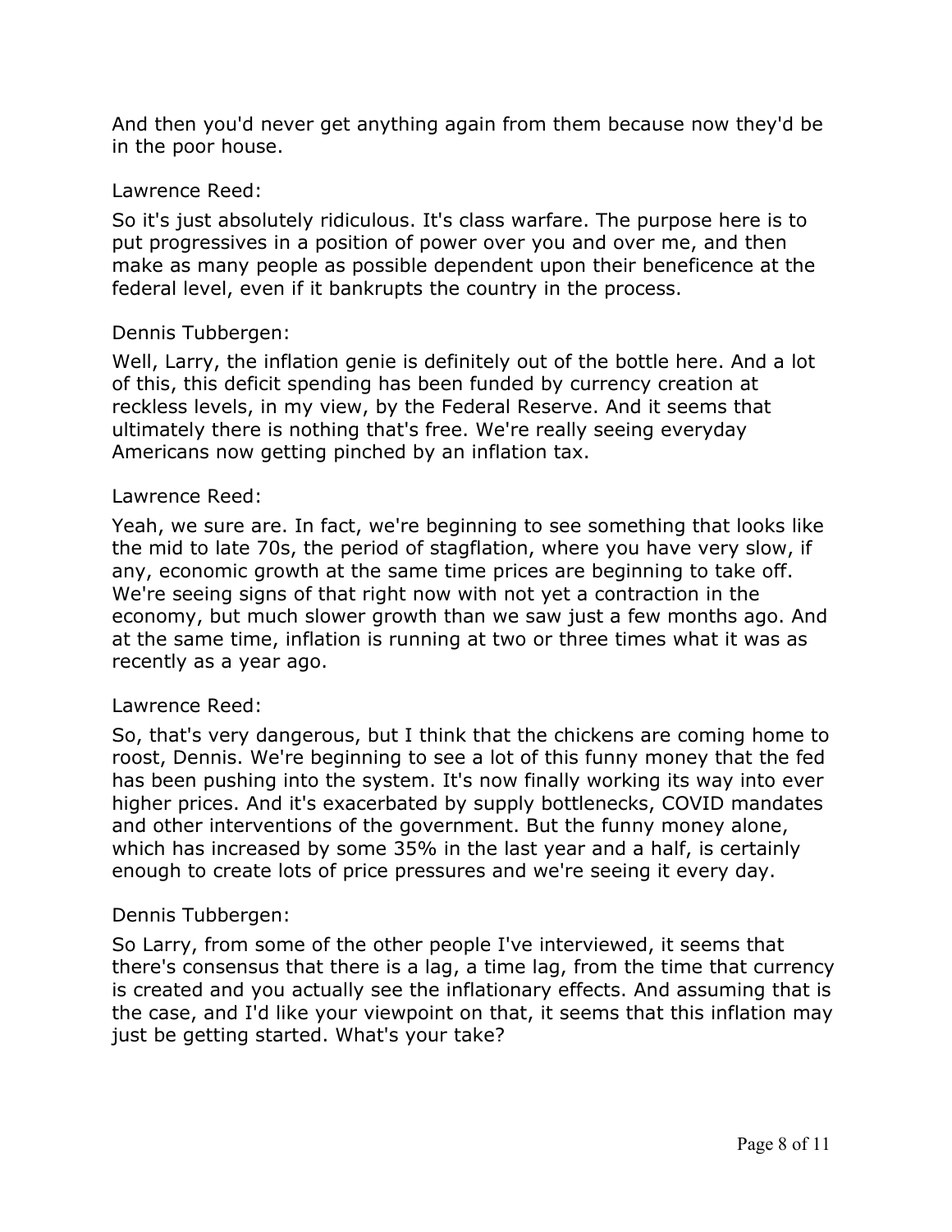And then you'd never get anything again from them because now they'd be in the poor house.

Lawrence Reed:

So it's just absolutely ridiculous. It's class warfare. The purpose here is to put progressives in a position of power over you and over me, and then make as many people as possible dependent upon their beneficence at the federal level, even if it bankrupts the country in the process.

Dennis Tubbergen:

Well, Larry, the inflation genie is definitely out of the bottle here. And a lot of this, this deficit spending has been funded by currency creation at reckless levels, in my view, by the Federal Reserve. And it seems that ultimately there is nothing that's free. We're really seeing everyday Americans now getting pinched by an inflation tax.

Lawrence Reed:

Yeah, we sure are. In fact, we're beginning to see something that looks like the mid to late 70s, the period of stagflation, where you have very slow, if any, economic growth at the same time prices are beginning to take off. We're seeing signs of that right now with not yet a contraction in the economy, but much slower growth than we saw just a few months ago. And at the same time, inflation is running at two or three times what it was as recently as a year ago.

Lawrence Reed:

So, that's very dangerous, but I think that the chickens are coming home to roost, Dennis. We're beginning to see a lot of this funny money that the fed has been pushing into the system. It's now finally working its way into ever higher prices. And it's exacerbated by supply bottlenecks, COVID mandates and other interventions of the government. But the funny money alone, which has increased by some 35% in the last year and a half, is certainly enough to create lots of price pressures and we're seeing it every day.

Dennis Tubbergen:

So Larry, from some of the other people I've interviewed, it seems that there's consensus that there is a lag, a time lag, from the time that currency is created and you actually see the inflationary effects. And assuming that is the case, and I'd like your viewpoint on that, it seems that this inflation may just be getting started. What's your take?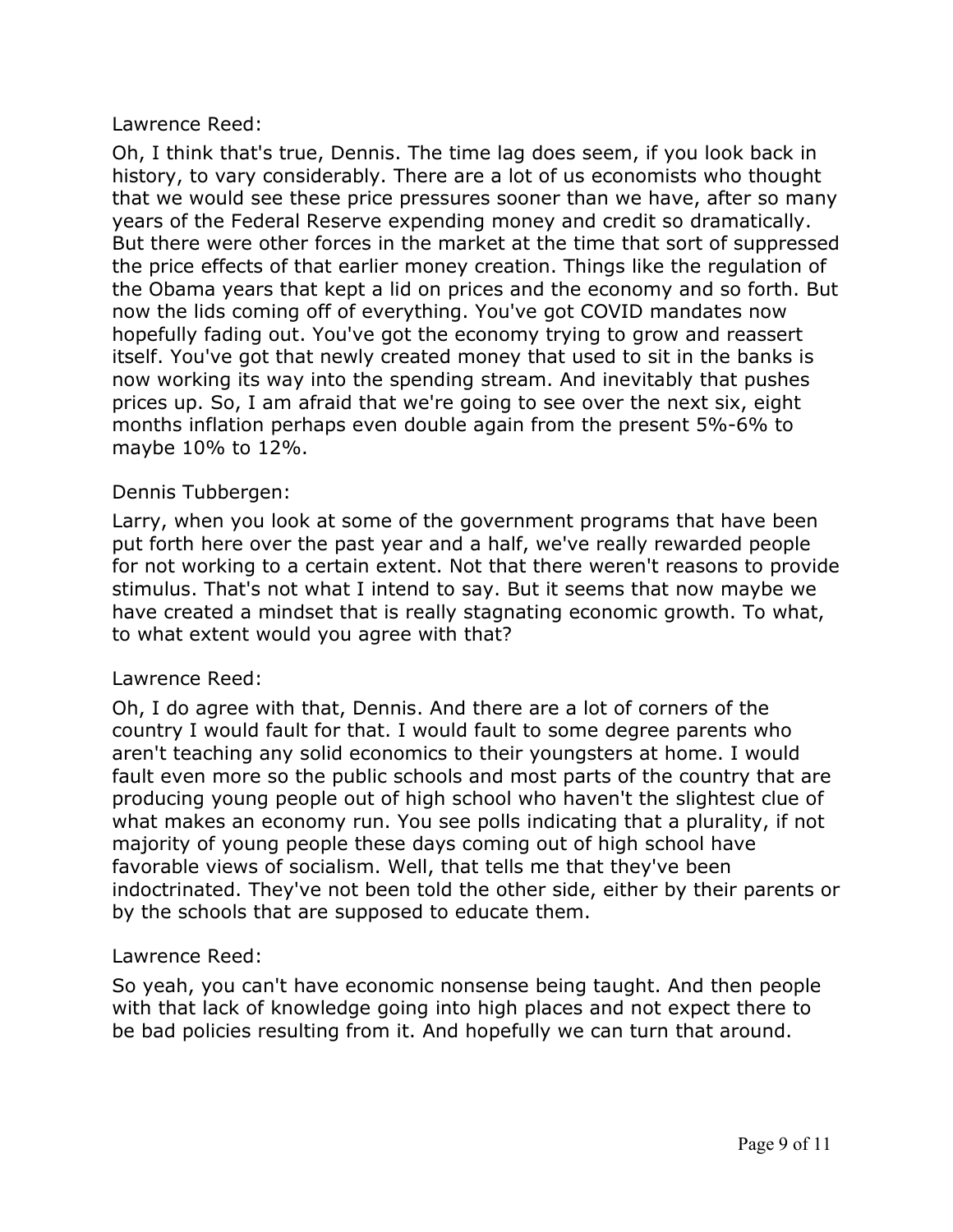Lawrence Reed:

Oh, I think that's true, Dennis. The time lag does seem, if you look back in history, to vary considerably. There are a lot of us economists who thought that we would see these price pressures sooner than we have, after so many years of the Federal Reserve expending money and credit so dramatically. But there were other forces in the market at the time that sort of suppressed the price effects of that earlier money creation. Things like the regulation of the Obama years that kept a lid on prices and the economy and so forth. But now the lids coming off of everything. You've got COVID mandates now hopefully fading out. You've got the economy trying to grow and reassert itself. You've got that newly created money that used to sit in the banks is now working its way into the spending stream. And inevitably that pushes prices up. So, I am afraid that we're going to see over the next six, eight months inflation perhaps even double again from the present 5%-6% to maybe 10% to 12%.

Dennis Tubbergen:

Larry, when you look at some of the government programs that have been put forth here over the past year and a half, we've really rewarded people for not working to a certain extent. Not that there weren't reasons to provide stimulus. That's not what I intend to say. But it seems that now maybe we have created a mindset that is really stagnating economic growth. To what, to what extent would you agree with that?

Lawrence Reed:

Oh, I do agree with that, Dennis. And there are a lot of corners of the country I would fault for that. I would fault to some degree parents who aren't teaching any solid economics to their youngsters at home. I would fault even more so the public schools and most parts of the country that are producing young people out of high school who haven't the slightest clue of what makes an economy run. You see polls indicating that a plurality, if not majority of young people these days coming out of high school have favorable views of socialism. Well, that tells me that they've been indoctrinated. They've not been told the other side, either by their parents or by the schools that are supposed to educate them.

Lawrence Reed:

So yeah, you can't have economic nonsense being taught. And then people with that lack of knowledge going into high places and not expect there to be bad policies resulting from it. And hopefully we can turn that around.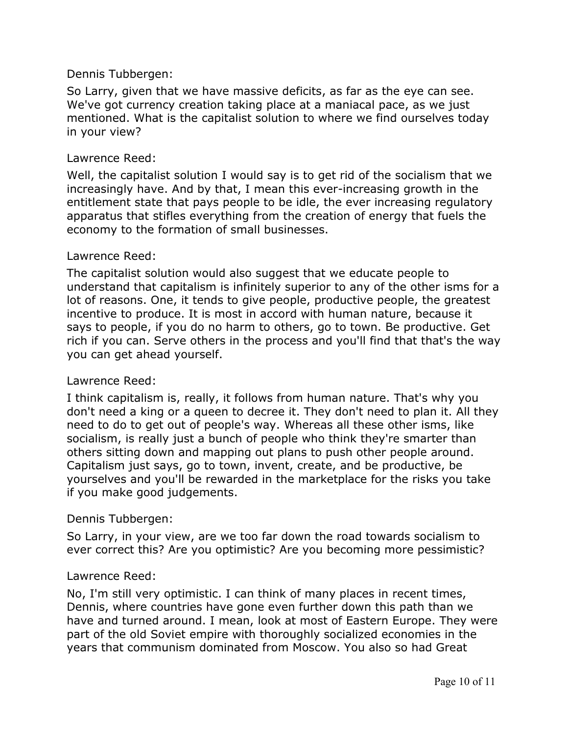Dennis Tubbergen:

So Larry, given that we have massive deficits, as far as the eye can see. We've got currency creation taking place at a maniacal pace, as we just mentioned. What is the capitalist solution to where we find ourselves today in your view?

Lawrence Reed:

Well, the capitalist solution I would say is to get rid of the socialism that we increasingly have. And by that, I mean this ever-increasing growth in the entitlement state that pays people to be idle, the ever increasing regulatory apparatus that stifles everything from the creation of energy that fuels the economy to the formation of small businesses.

Lawrence Reed:

The capitalist solution would also suggest that we educate people to understand that capitalism is infinitely superior to any of the other isms for a lot of reasons. One, it tends to give people, productive people, the greatest incentive to produce. It is most in accord with human nature, because it says to people, if you do no harm to others, go to town. Be productive. Get rich if you can. Serve others in the process and you'll find that that's the way you can get ahead yourself.

Lawrence Reed:

I think capitalism is, really, it follows from human nature. That's why you don't need a king or a queen to decree it. They don't need to plan it. All they need to do to get out of people's way. Whereas all these other isms, like socialism, is really just a bunch of people who think they're smarter than others sitting down and mapping out plans to push other people around. Capitalism just says, go to town, invent, create, and be productive, be yourselves and you'll be rewarded in the marketplace for the risks you take if you make good judgements.

Dennis Tubbergen:

So Larry, in your view, are we too far down the road towards socialism to ever correct this? Are you optimistic? Are you becoming more pessimistic?

Lawrence Reed:

No, I'm still very optimistic. I can think of many places in recent times, Dennis, where countries have gone even further down this path than we have and turned around. I mean, look at most of Eastern Europe. They were part of the old Soviet empire with thoroughly socialized economies in the years that communism dominated from Moscow. You also so had Great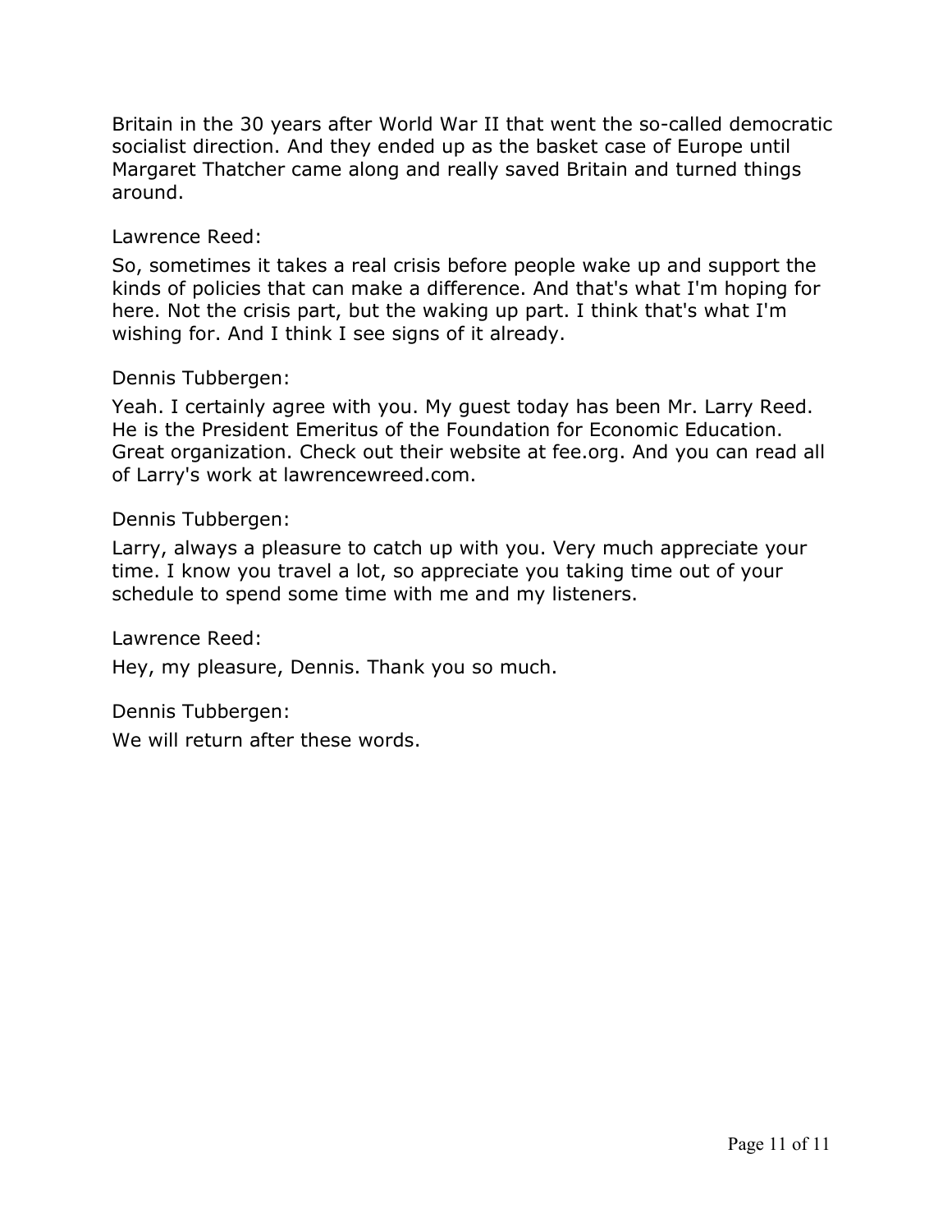Britain in the 30 years after World War II that went the so-called democratic socialist direction. And they ended up as the basket case of Europe until Margaret Thatcher came along and really saved Britain and turned things around.

Lawrence Reed:

So, sometimes it takes a real crisis before people wake up and support the kinds of policies that can make a difference. And that's what I'm hoping for here. Not the crisis part, but the waking up part. I think that's what I'm wishing for. And I think I see signs of it already.

Dennis Tubbergen:

Yeah. I certainly agree with you. My guest today has been Mr. Larry Reed. He is the President Emeritus of the Foundation for Economic Education. Great organization. Check out their website at fee.org. And you can read all of Larry's work at lawrencewreed.com.

Dennis Tubbergen:

Larry, always a pleasure to catch up with you. Very much appreciate your time. I know you travel a lot, so appreciate you taking time out of your schedule to spend some time with me and my listeners.

Lawrence Reed:

Hey, my pleasure, Dennis. Thank you so much.

Dennis Tubbergen:

We will return after these words.